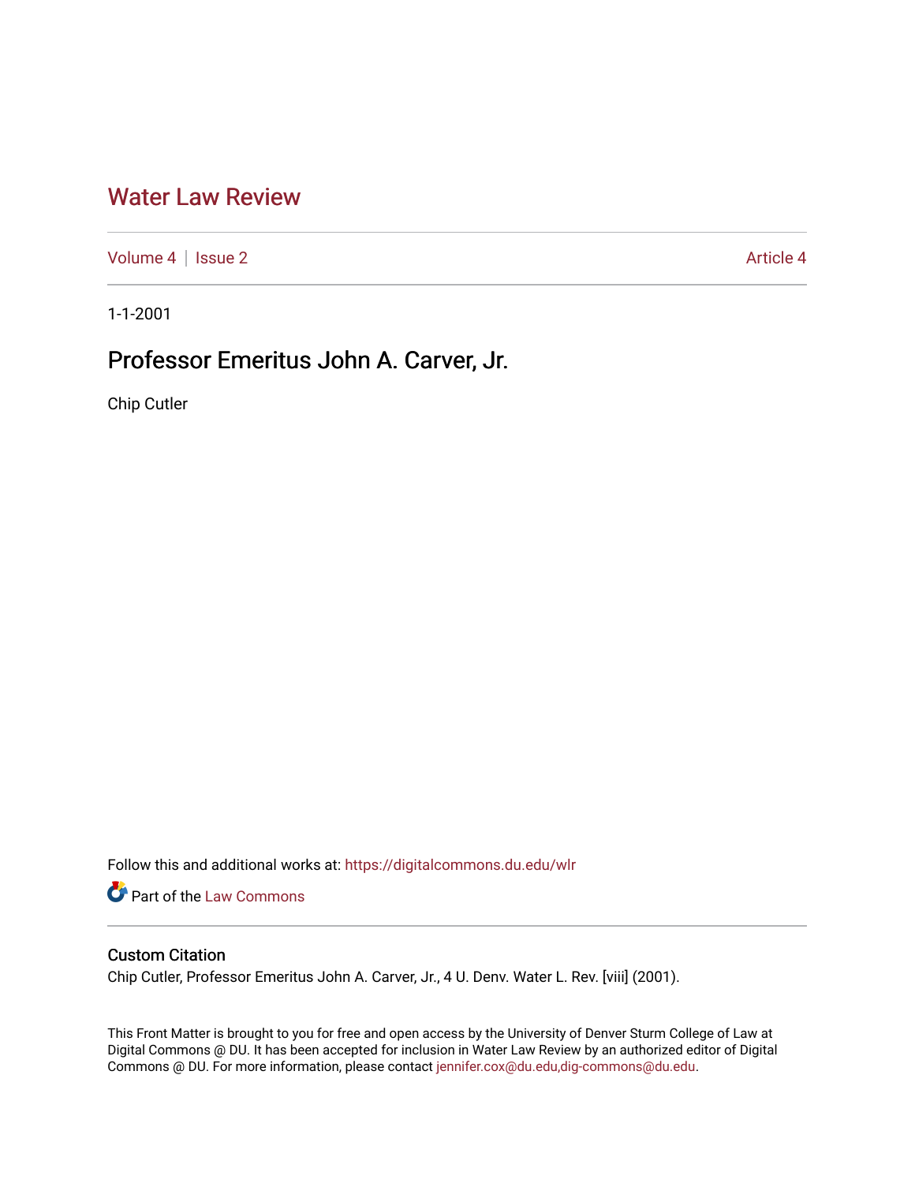# Water Law Review

Volume 4 | Issue 2 Article 4

1-1-2001

## Professor Emeritus John A. Carver, Jr.

Chip Cutler

Follow this and additional works at: https://digitalcommons.du.edu/wlr

Part of the Law Commons

### Custom Citation

Chip Cutler, Professor Emeritus John A. Carver, Jr., 4 U. Denv. Water L. Rev. [viii] (2001).

This Front Matter is brought to you for free and open access by the University of Denver Sturm College of Law at Digital Commons @ DU. It has been accepted for inclusion in Water Law Review by an authorized editor of Digital Commons @ DU. For more information, please contact jennifer.cox@du.edu,dig-commons@du.edu.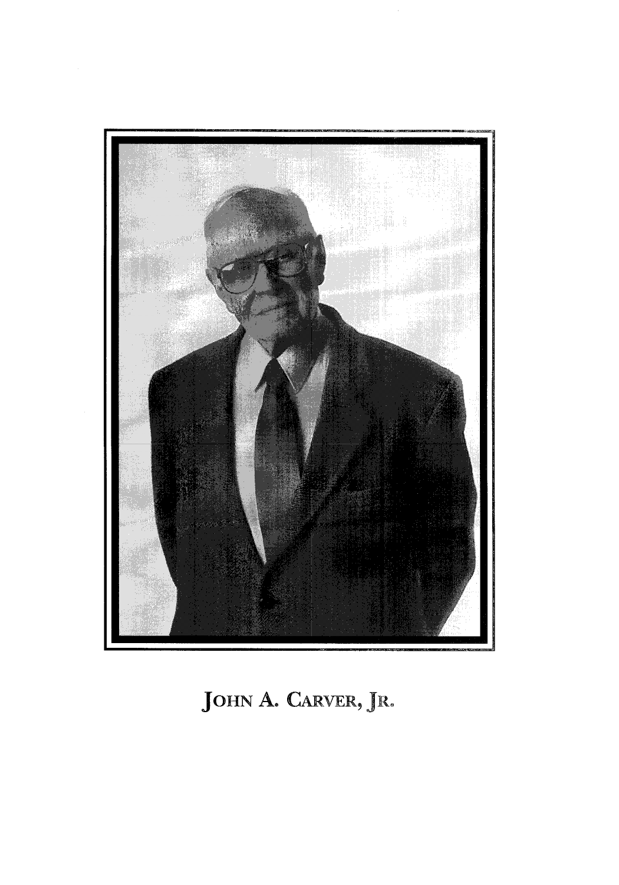JOHN A. CARVER, JR.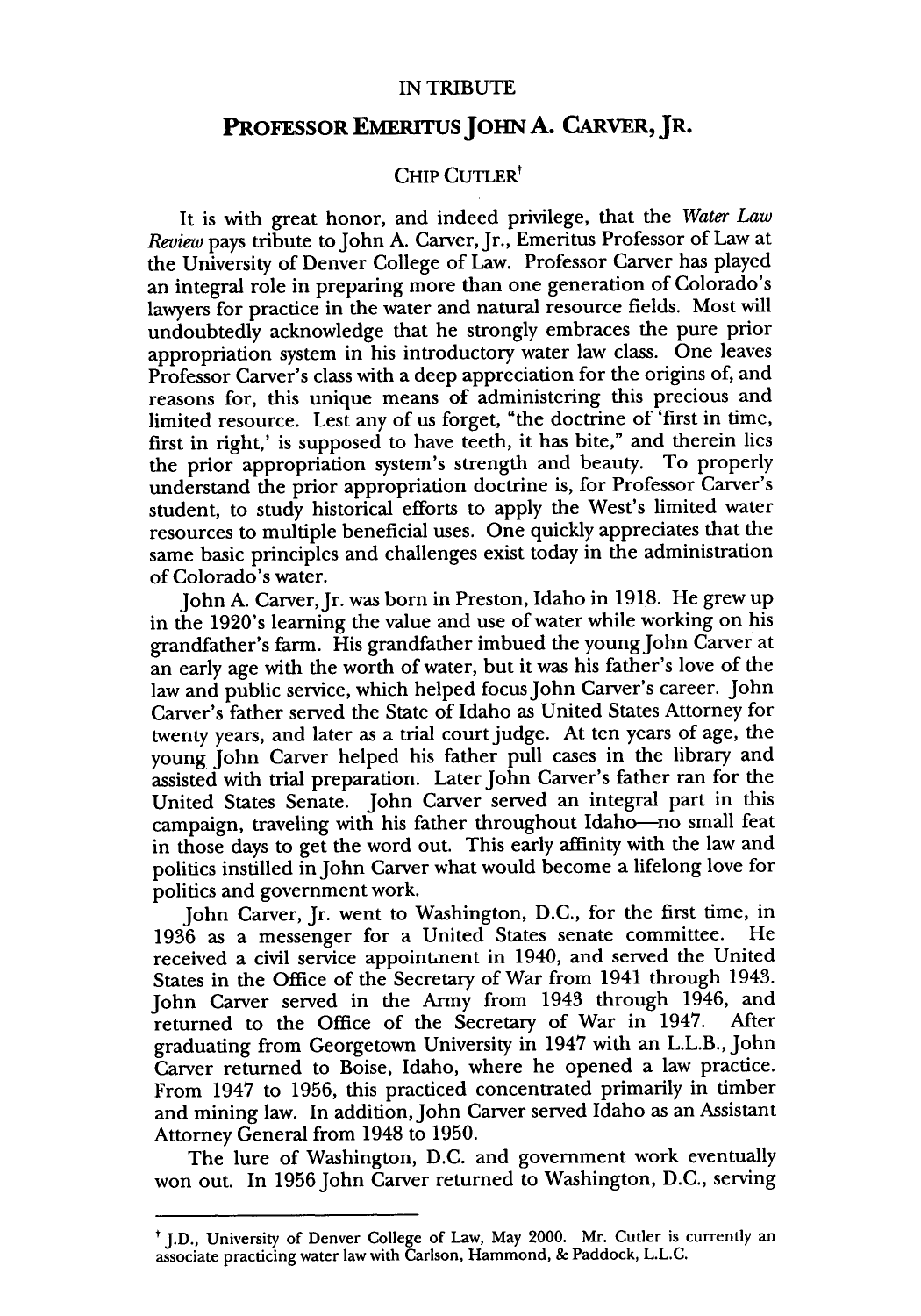IN TRIBUTE

# PROFESSOR EMERITUS JOHN A. CARVER, JR.

CHIP CUTLER†

It is with great honor, and indeed privilege, that the *Water Law Review* pays tribute to John A. Carver, Jr., Emeritus Professor of Law at the University of Denver College of Law. Professor Carver has played an integral role in preparing more than one generation of Colorado's lawyers for practice in the water and natural resource fields. Most will undoubtedly acknowledge that he strongly embraces the pure prior appropriation system in his introductory water law class. One leaves Professor Carver's class with a deep appreciation for the origins of, and reasons for, this unique means of administering this precious and limited resource. Lest any of us forget, "the doctrine of 'first in time, first in right,' is supposed to have teeth, it has bite," and therein lies the prior appropriation system's strength and beauty. To properly understand the prior appropriation doctrine is, for Professor Carver's student, to study historical efforts to apply the West's limited water resources to multiple beneficial uses. One quickly appreciates that the same basic principles and challenges exist today in the administration of Colorado's water.

John A. Carver, Jr. was born in Preston, Idaho in 1918. He grew up in the 1920's learning the value and use of water while working on his grandfather's farm. His grandfather imbued the young John Carver at an early age with the worth of water, but it was his father's love of the law and public service, which helped focus John Carver's career. John Carver's father served the State of Idaho as United States Attorney for twenty years, and later as a trial court judge. At ten years of age, the young John Carver helped his father pull cases in the library and assisted with trial preparation. Later John Carver's father ran for the United States Senate. John Carver served an integral part in this campaign, traveling with his father throughout Idaho—no small feat in those days to get the word out. This early affinity with the law and politics instilled in John Carver what would become a lifelong love for politics and government work.

John Carver, Jr. went to Washington, D.C., for the first time, in 1936 as a messenger for a United States senate committee. He received a civil service appointment in 1940, and served the United States in the Office of the Secretary of War from 1941 through 1943. John Carver served in the Army from 1943 through 1946, and returned to the Office of the Secretary of War in 1947. After graduating from Georgetown University in 1947 with an L.L.B., John Carver returned to Boise, Idaho, where he opened a law practice. From 1947 to 1956, this practiced concentrated primarily in timber and mining law. In addition, John Carver served Idaho as an Assistant Attorney General from 1948 to 1950.

The lure of Washington, D.C. and government work eventually won out. In 1956 John Carver returned to Washington, D.C., serving

---

† J.D., University of Denver College of Law, May 2000. Mr. Cutler is currently an associate practicing water law with Carlson, Hammond, & Paddock, L.L.C.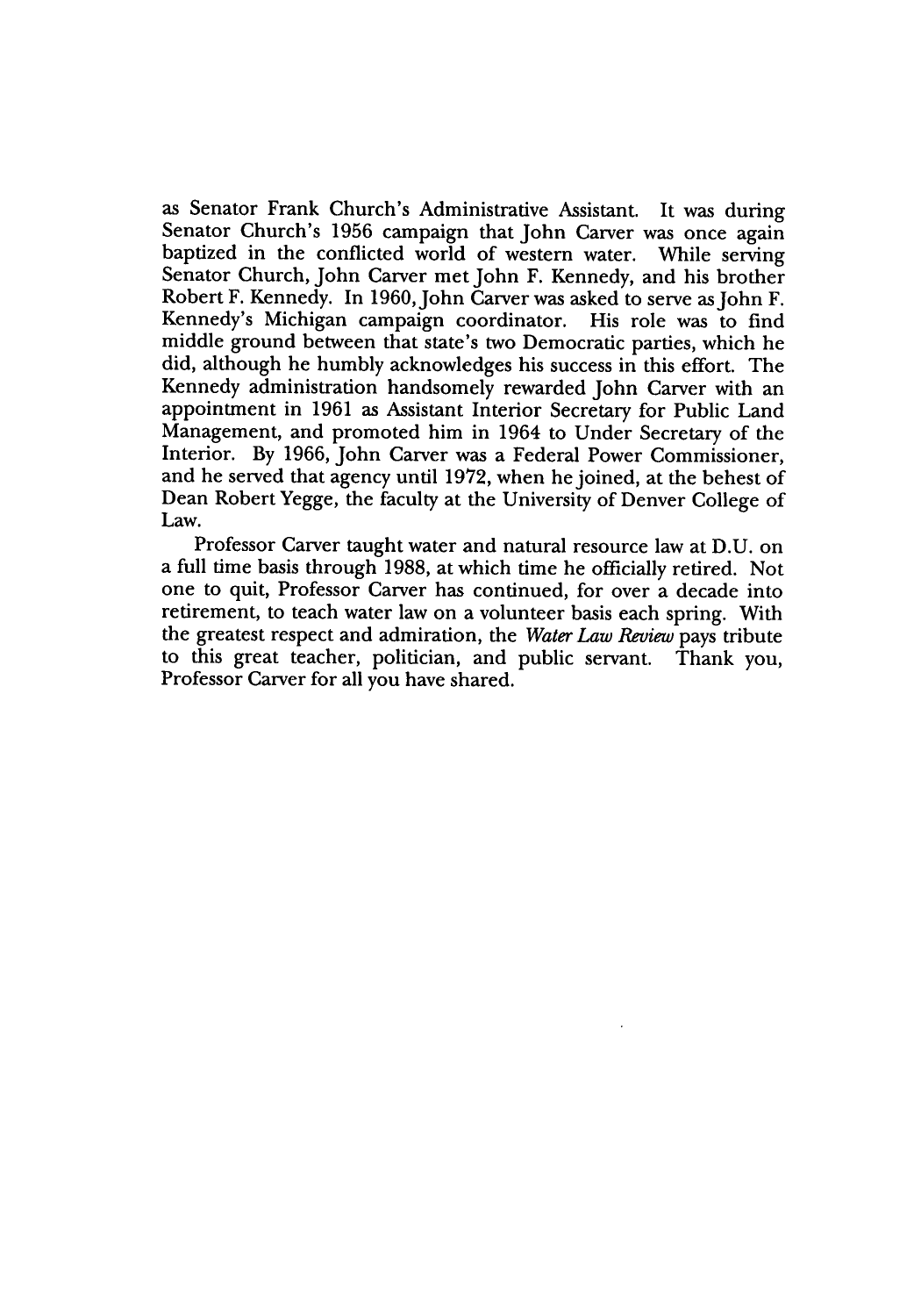as Senator Frank Church's Administrative Assistant. It was during Senator Church's 1956 campaign that John Carver was once again baptized in the conflicted world of western water. While serving Senator Church, John Carver met John F. Kennedy, and his brother Robert F. Kennedy. In 1960, John Carver was asked to serve as John F. Kennedy's Michigan campaign coordinator. His role was to find middle ground between that state's two Democratic parties, which he did, although he humbly acknowledges his success in this effort. The Kennedy administration handsomely rewarded John Carver with an appointment in 1961 as Assistant Interior Secretary for Public Land Management, and promoted him in 1964 to Under Secretary of the Interior. By 1966, John Carver was a Federal Power Commissioner, and he served that agency until 1972, when he joined, at the behest of Dean Robert Yegge, the faculty at the University of Denver College of Law.

Professor Carver taught water and natural resource law at D.U. on a full time basis through 1988, at which time he officially retired. Not one to quit, Professor Carver has continued, for over a decade into retirement, to teach water law on a volunteer basis each spring. With the greatest respect and admiration, the *Water Law Review* pays tribute to this great teacher, politician, and public servant. Thank you, Professor Carver for all you have shared.